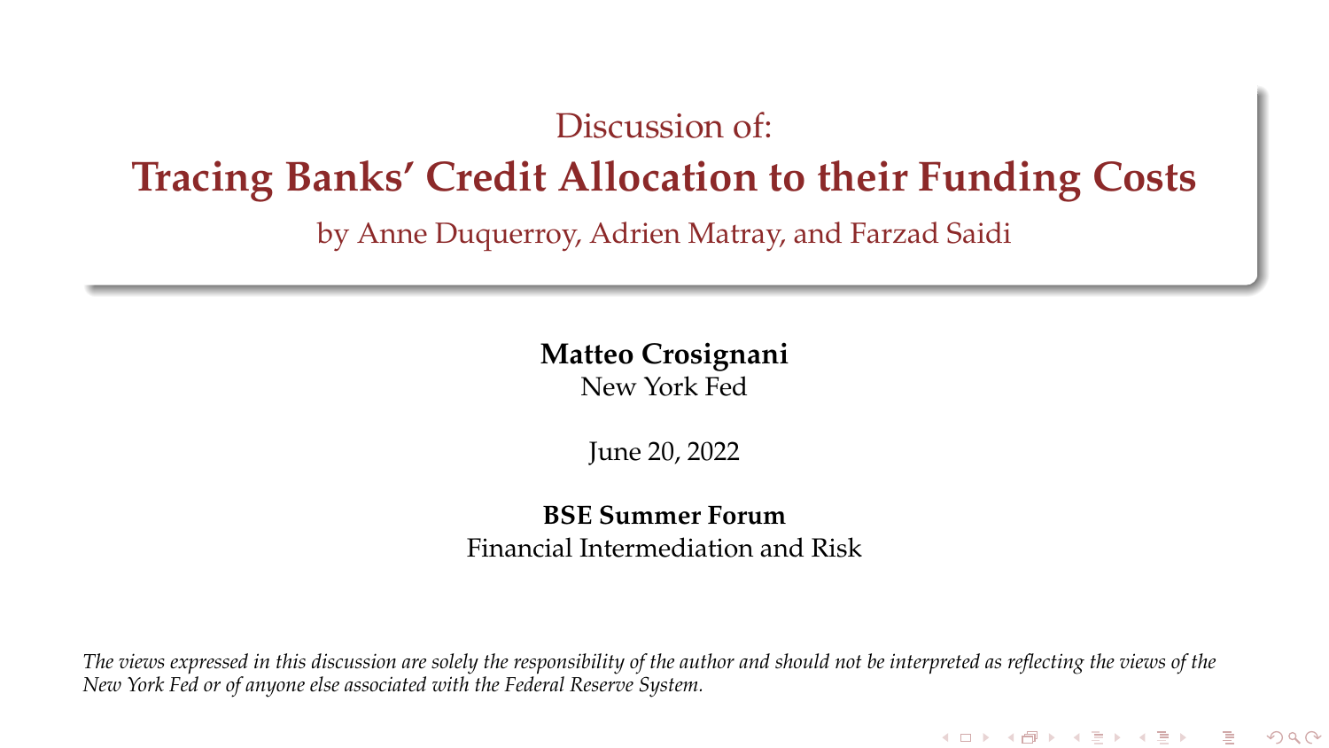Discussion of:

# Tracing Banks' Credit Allocation to their Funding Costs

by Anne Duquerroy, Adrien Matray, and Farzad Saidi

**Matteo Crosignani**
New York Fed

June 20, 2022

**BSE Summer Forum**
Financial Intermediation and Risk

*The views expressed in this discussion are solely the responsibility of the author and should not be interpreted as reflecting the views of the New York Fed or of anyone else associated with the Federal Reserve System.*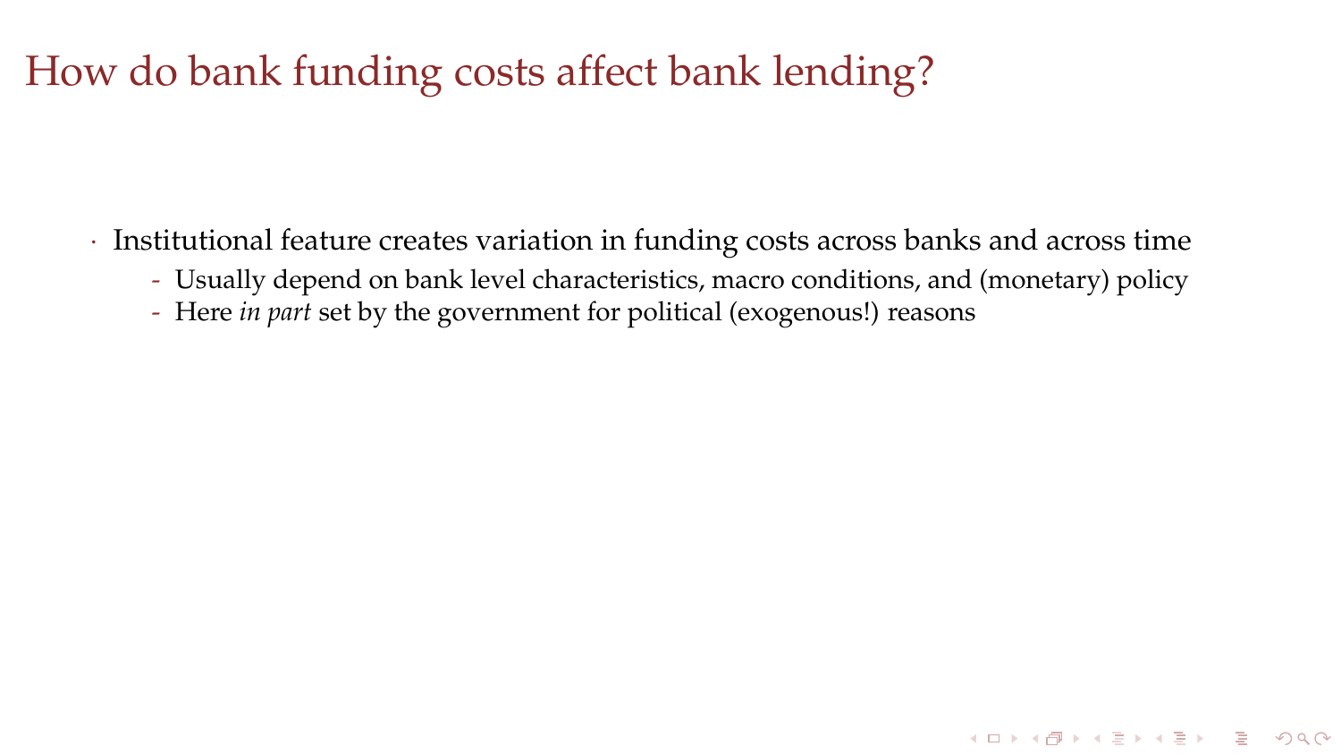# How do bank funding costs affect bank lending?

- Institutional feature creates variation in funding costs across banks and across time
  - Usually depend on bank level characteristics, macro conditions, and (monetary) policy
  - Here *in part* set by the government for political (exogenous!) reasons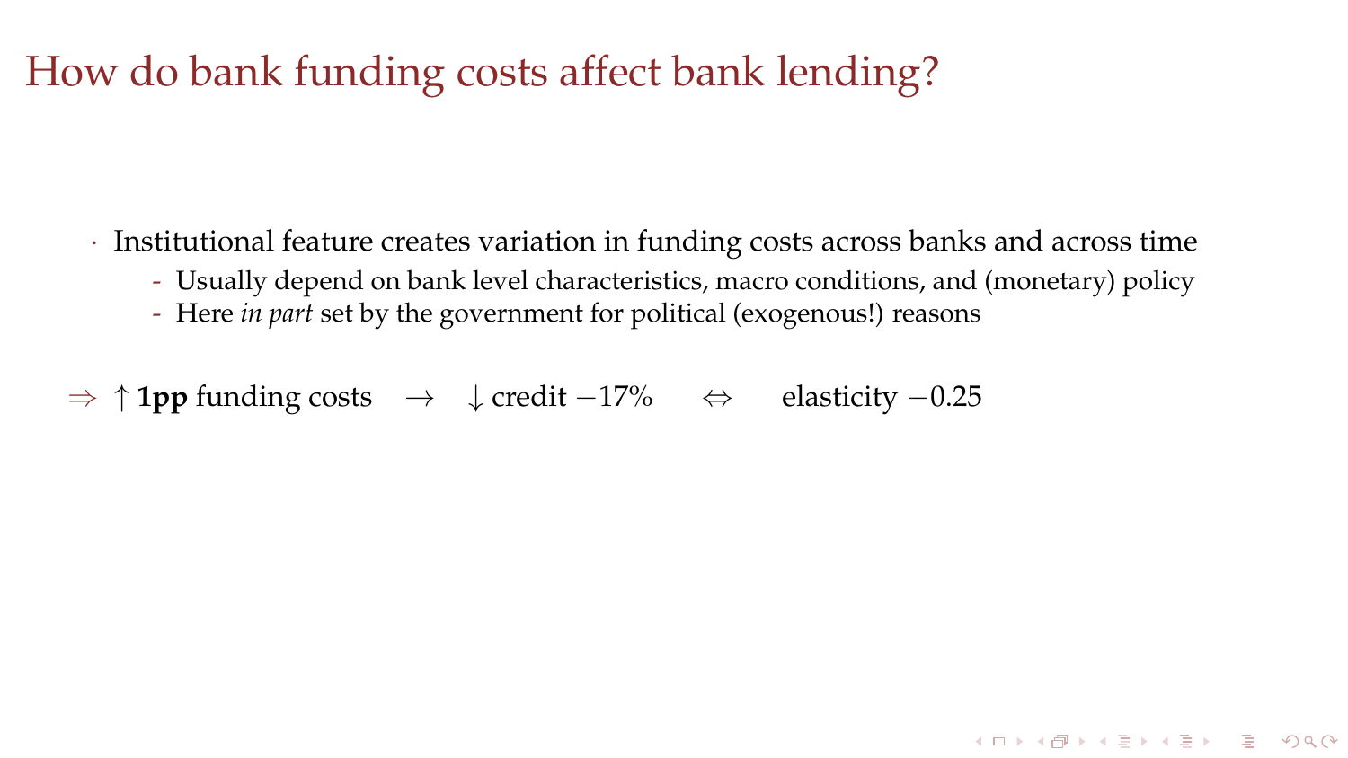# How do bank funding costs affect bank lending?

- Institutional feature creates variation in funding costs across banks and across time
  - Usually depend on bank level characteristics, macro conditions, and (monetary) policy
  - Here *in part* set by the government for political (exogenous!) reasons

$\Rightarrow$ $\uparrow$ **1pp** funding costs $\rightarrow$ $\downarrow$ credit $-17\%$ $\Leftrightarrow$ elasticity $-0.25$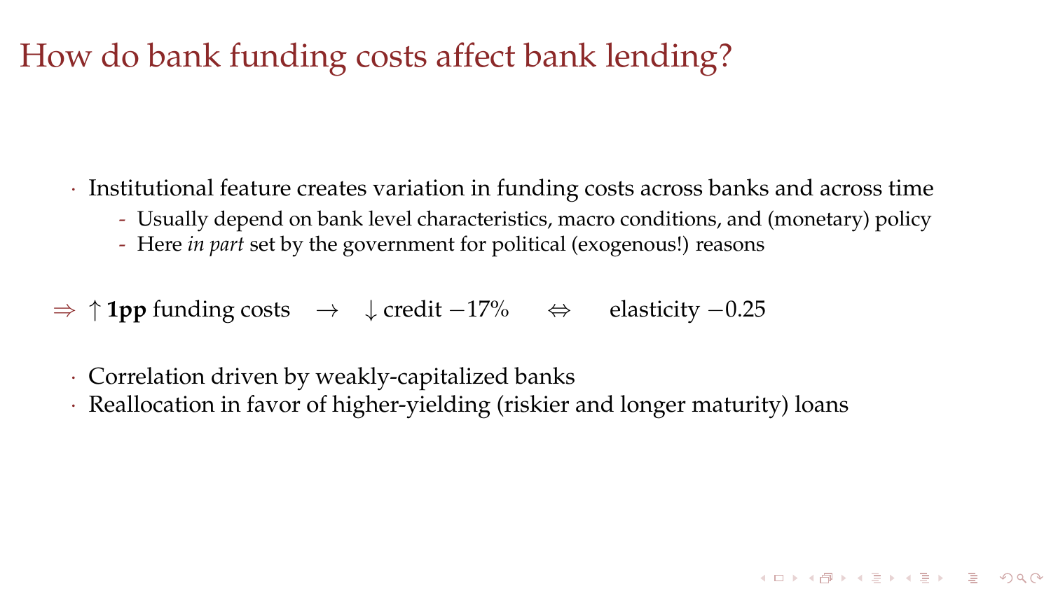# How do bank funding costs affect bank lending?

- Institutional feature creates variation in funding costs across banks and across time
  - Usually depend on bank level characteristics, macro conditions, and (monetary) policy
  - Here *in part* set by the government for political (exogenous!) reasons

$\Rightarrow$ $\uparrow$ **1pp** funding costs $\rightarrow$ $\downarrow$ credit $-17\%$ $\Leftrightarrow$ elasticity $-0.25$

- Correlation driven by weakly-capitalized banks
- Reallocation in favor of higher-yielding (riskier and longer maturity) loans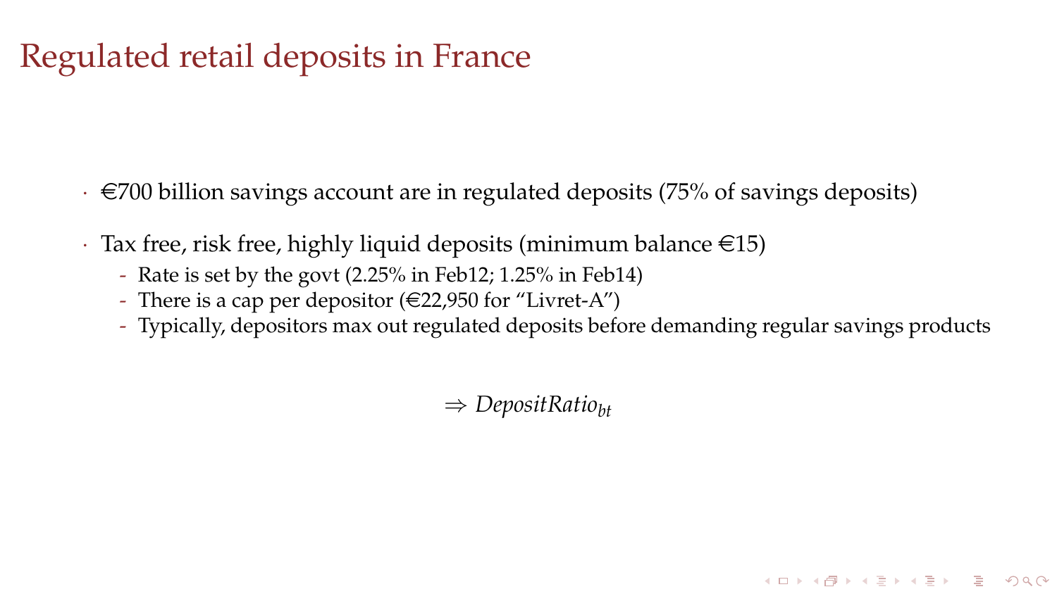# Regulated retail deposits in France

- €700 billion savings account are in regulated deposits (75% of savings deposits)
- Tax free, risk free, highly liquid deposits (minimum balance €15)
  - Rate is set by the govt (2.25% in Feb12; 1.25% in Feb14)
  - There is a cap per depositor (€22,950 for "Livret-A")
  - Typically, depositors max out regulated deposits before demanding regular savings products

$$\Rightarrow DepositRatio_{bt}$$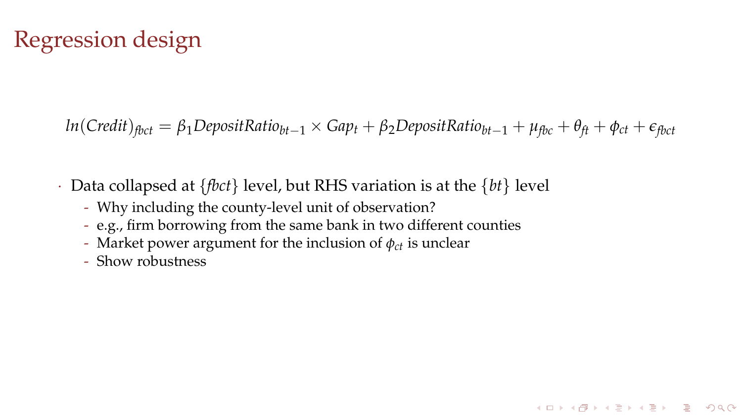# Regression design

$$ln(Credit)_{fbct} = \beta_1 DepositRatio_{bt-1} \times Gap_t + \beta_2 DepositRatio_{bt-1} + \mu_{fbc} + \theta_{ft} + \phi_{ct} + \epsilon_{fbct}$$

- Data collapsed at $\{fbct\}$ level, but RHS variation is at the $\{bt\}$ level
  - Why including the county-level unit of observation?
  - e.g., firm borrowing from the same bank in two different counties
  - Market power argument for the inclusion of $\phi_{ct}$ is unclear
  - Show robustness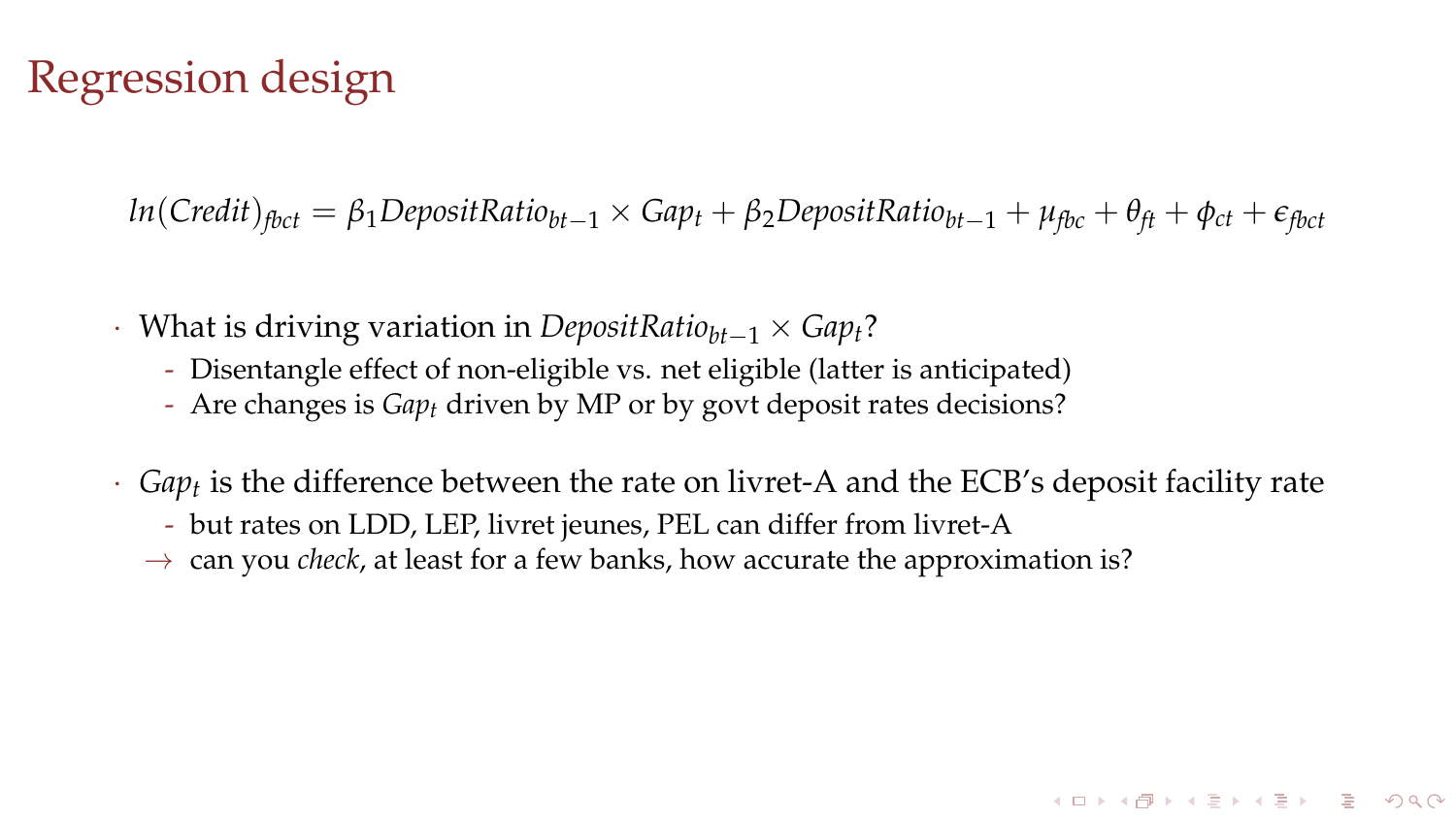# Regression design

$$ln(Credit)_{fbct} = \beta_1 DepositRatio_{bt-1} \times Gap_t + \beta_2 DepositRatio_{bt-1} + \mu_{fbc} + \theta_{ft} + \phi_{ct} + \epsilon_{fbct}$$

- What is driving variation in $DepositRatio_{bt-1} \times Gap_t$?
  - Disentangle effect of non-eligible vs. net eligible (latter is anticipated)
  - Are changes is $Gap_t$ driven by MP or by govt deposit rates decisions?

- $Gap_t$ is the difference between the rate on livret-A and the ECB's deposit facility rate
  - but rates on LDD, LEP, livret jeunes, PEL can differ from livret-A
  - $\rightarrow$ can you *check*, at least for a few banks, how accurate the approximation is?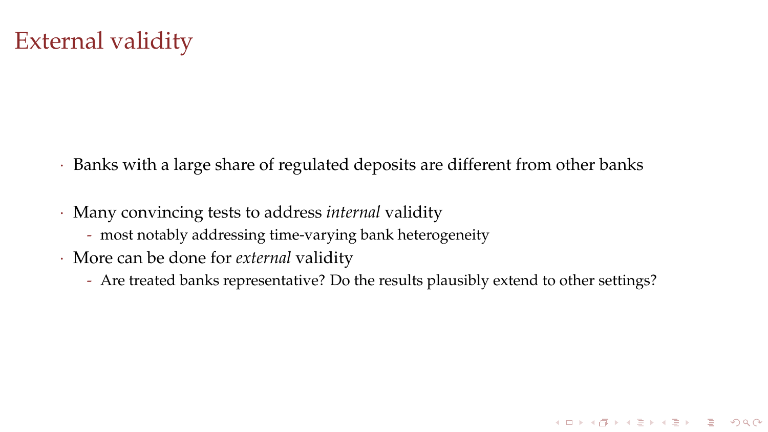# External validity

- Banks with a large share of regulated deposits are different from other banks

- Many convincing tests to address *internal* validity
  - most notably addressing time-varying bank heterogeneity
- More can be done for *external* validity
  - Are treated banks representative? Do the results plausibly extend to other settings?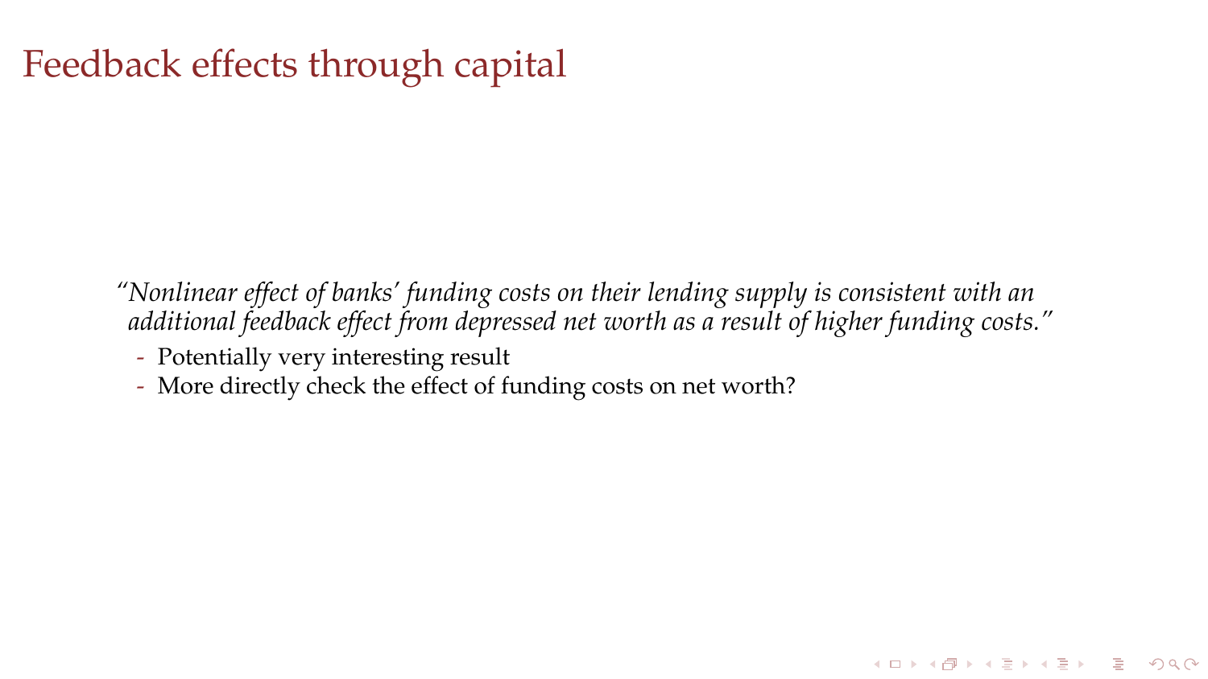# Feedback effects through capital

*"Nonlinear effect of banks' funding costs on their lending supply is consistent with an additional feedback effect from depressed net worth as a result of higher funding costs."*

- Potentially very interesting result
- More directly check the effect of funding costs on net worth?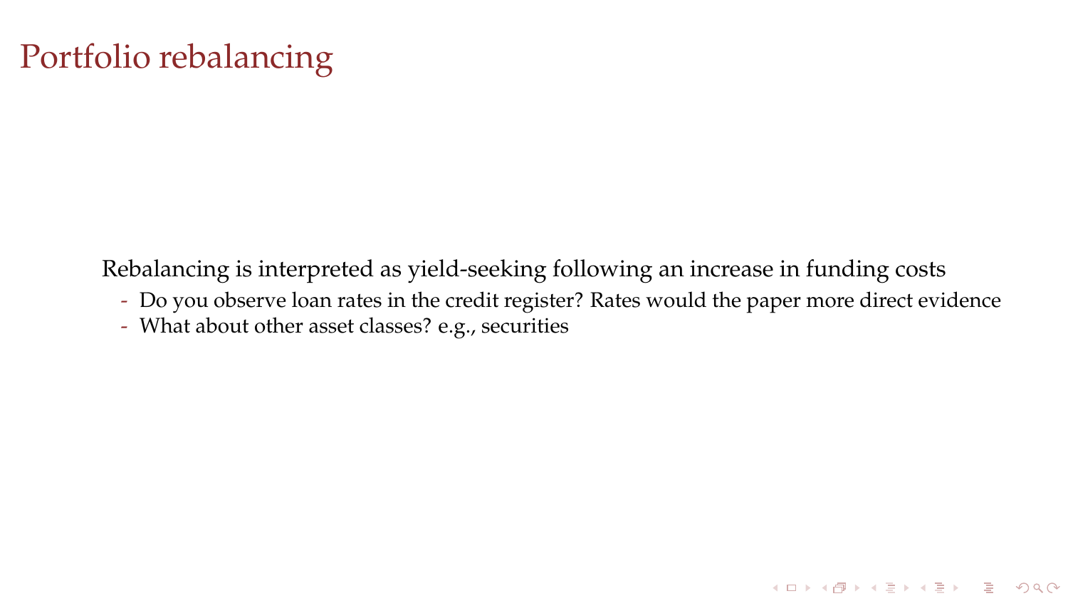# Portfolio rebalancing

Rebalancing is interpreted as yield-seeking following an increase in funding costs

- Do you observe loan rates in the credit register? Rates would the paper more direct evidence
- What about other asset classes? e.g., securities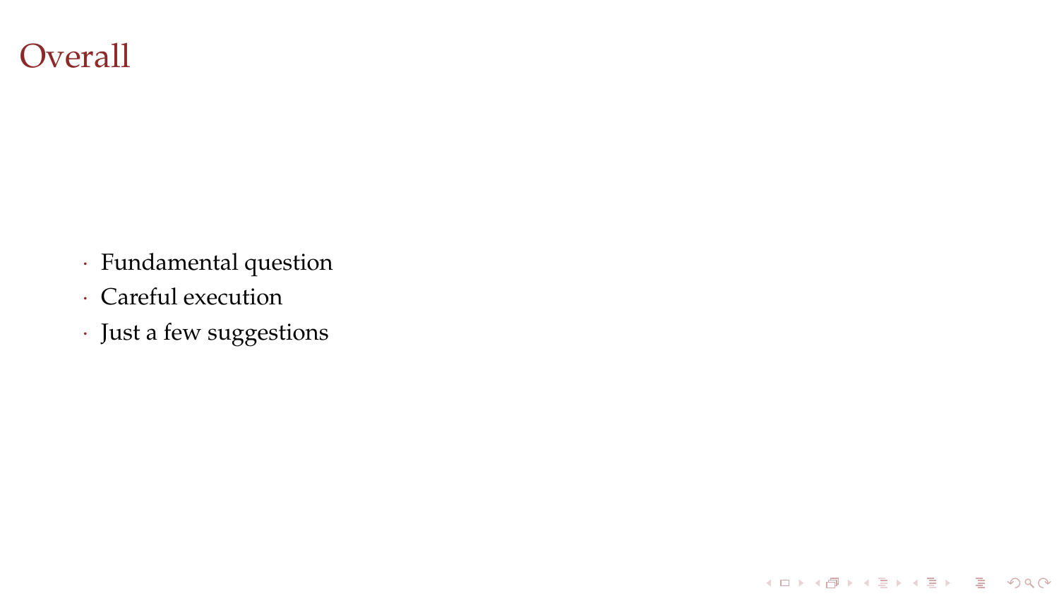# Overall

- Fundamental question
- Careful execution
- Just a few suggestions